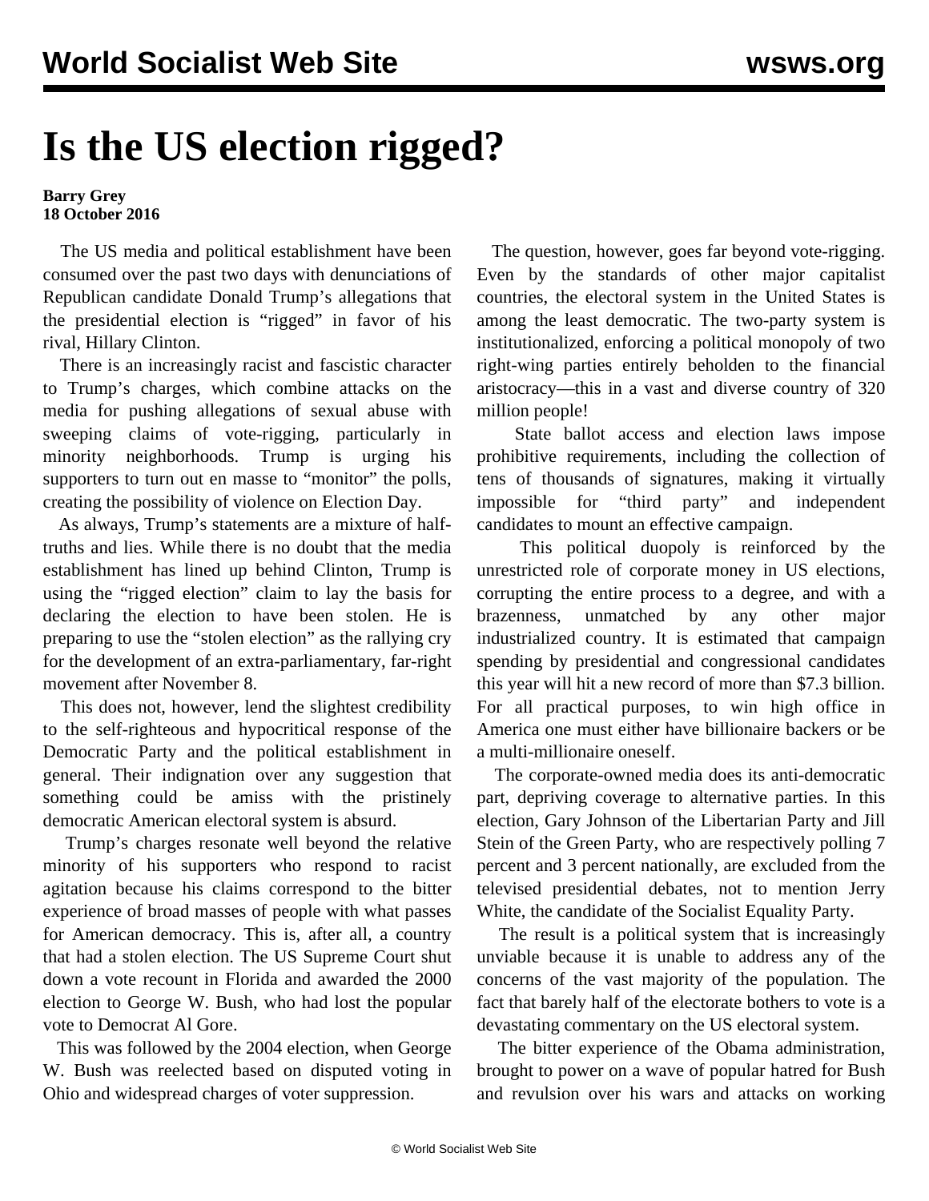# Is the US election rigged?

**Barry Grey**
**18 October 2016**

The US media and political establishment have been consumed over the past two days with denunciations of Republican candidate Donald Trump's allegations that the presidential election is "rigged" in favor of his rival, Hillary Clinton.

There is an increasingly racist and fascistic character to Trump's charges, which combine attacks on the media for pushing allegations of sexual abuse with sweeping claims of vote-rigging, particularly in minority neighborhoods. Trump is urging his supporters to turn out en masse to "monitor" the polls, creating the possibility of violence on Election Day.

As always, Trump's statements are a mixture of half-truths and lies. While there is no doubt that the media establishment has lined up behind Clinton, Trump is using the "rigged election" claim to lay the basis for declaring the election to have been stolen. He is preparing to use the "stolen election" as the rallying cry for the development of an extra-parliamentary, far-right movement after November 8.

This does not, however, lend the slightest credibility to the self-righteous and hypocritical response of the Democratic Party and the political establishment in general. Their indignation over any suggestion that something could be amiss with the pristinely democratic American electoral system is absurd.

Trump's charges resonate well beyond the relative minority of his supporters who respond to racist agitation because his claims correspond to the bitter experience of broad masses of people with what passes for American democracy. This is, after all, a country that had a stolen election. The US Supreme Court shut down a vote recount in Florida and awarded the 2000 election to George W. Bush, who had lost the popular vote to Democrat Al Gore.

This was followed by the 2004 election, when George W. Bush was reelected based on disputed voting in Ohio and widespread charges of voter suppression.

The question, however, goes far beyond vote-rigging. Even by the standards of other major capitalist countries, the electoral system in the United States is among the least democratic. The two-party system is institutionalized, enforcing a political monopoly of two right-wing parties entirely beholden to the financial aristocracy—this in a vast and diverse country of 320 million people!

State ballot access and election laws impose prohibitive requirements, including the collection of tens of thousands of signatures, making it virtually impossible for "third party" and independent candidates to mount an effective campaign.

This political duopoly is reinforced by the unrestricted role of corporate money in US elections, corrupting the entire process to a degree, and with a brazenness, unmatched by any other major industrialized country. It is estimated that campaign spending by presidential and congressional candidates this year will hit a new record of more than $7.3 billion. For all practical purposes, to win high office in America one must either have billionaire backers or be a multi-millionaire oneself.

The corporate-owned media does its anti-democratic part, depriving coverage to alternative parties. In this election, Gary Johnson of the Libertarian Party and Jill Stein of the Green Party, who are respectively polling 7 percent and 3 percent nationally, are excluded from the televised presidential debates, not to mention Jerry White, the candidate of the Socialist Equality Party.

The result is a political system that is increasingly unviable because it is unable to address any of the concerns of the vast majority of the population. The fact that barely half of the electorate bothers to vote is a devastating commentary on the US electoral system.

The bitter experience of the Obama administration, brought to power on a wave of popular hatred for Bush and revulsion over his wars and attacks on working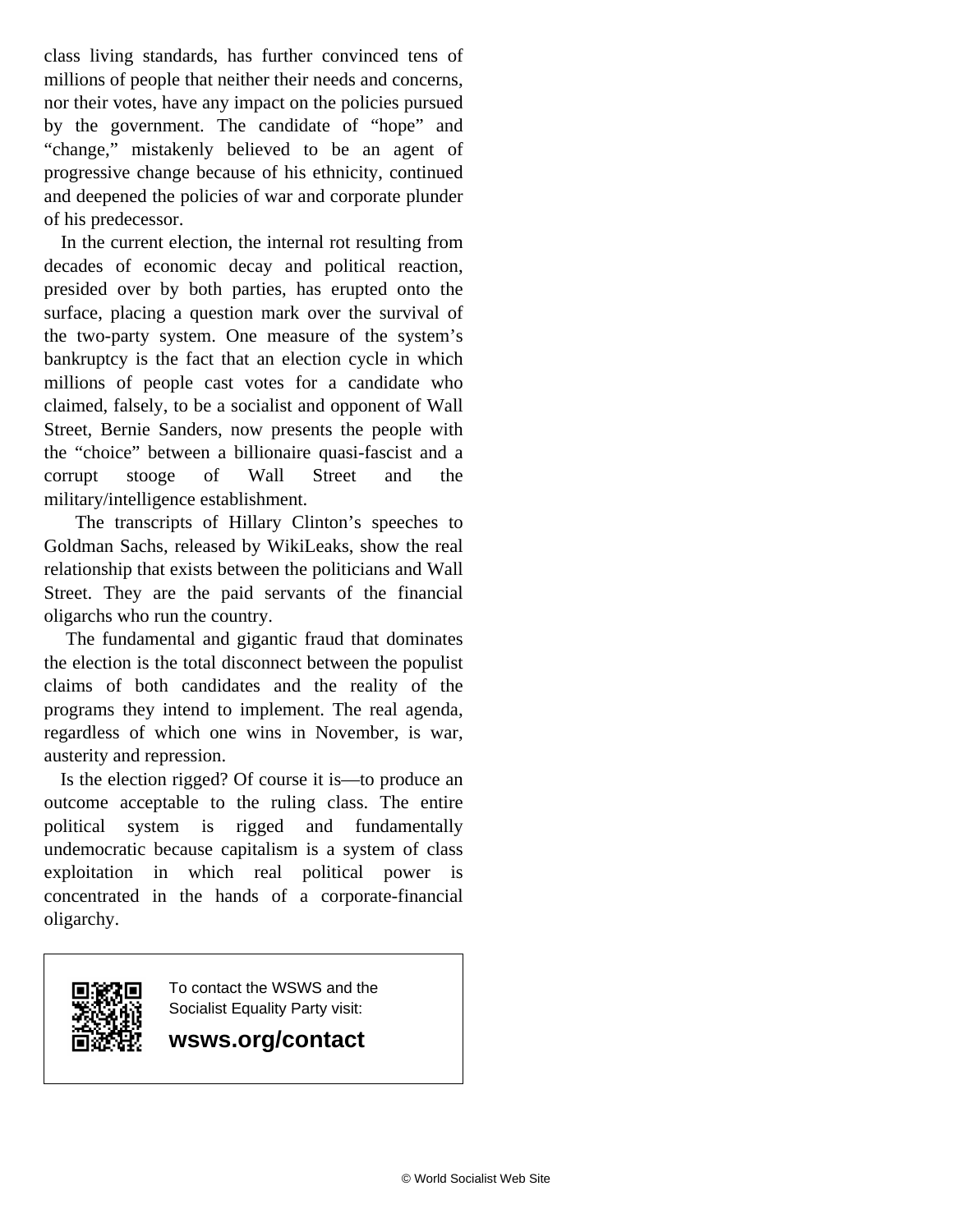class living standards, has further convinced tens of millions of people that neither their needs and concerns, nor their votes, have any impact on the policies pursued by the government. The candidate of "hope" and "change," mistakenly believed to be an agent of progressive change because of his ethnicity, continued and deepened the policies of war and corporate plunder of his predecessor.

In the current election, the internal rot resulting from decades of economic decay and political reaction, presided over by both parties, has erupted onto the surface, placing a question mark over the survival of the two-party system. One measure of the system's bankruptcy is the fact that an election cycle in which millions of people cast votes for a candidate who claimed, falsely, to be a socialist and opponent of Wall Street, Bernie Sanders, now presents the people with the "choice" between a billionaire quasi-fascist and a corrupt stooge of Wall Street and the military/intelligence establishment.

The transcripts of Hillary Clinton's speeches to Goldman Sachs, released by WikiLeaks, show the real relationship that exists between the politicians and Wall Street. They are the paid servants of the financial oligarchs who run the country.

The fundamental and gigantic fraud that dominates the election is the total disconnect between the populist claims of both candidates and the reality of the programs they intend to implement. The real agenda, regardless of which one wins in November, is war, austerity and repression.

Is the election rigged? Of course it is—to produce an outcome acceptable to the ruling class. The entire political system is rigged and fundamentally undemocratic because capitalism is a system of class exploitation in which real political power is concentrated in the hands of a corporate-financial oligarchy.

To contact the WSWS and the Socialist Equality Party visit:

**wsws.org/contact**